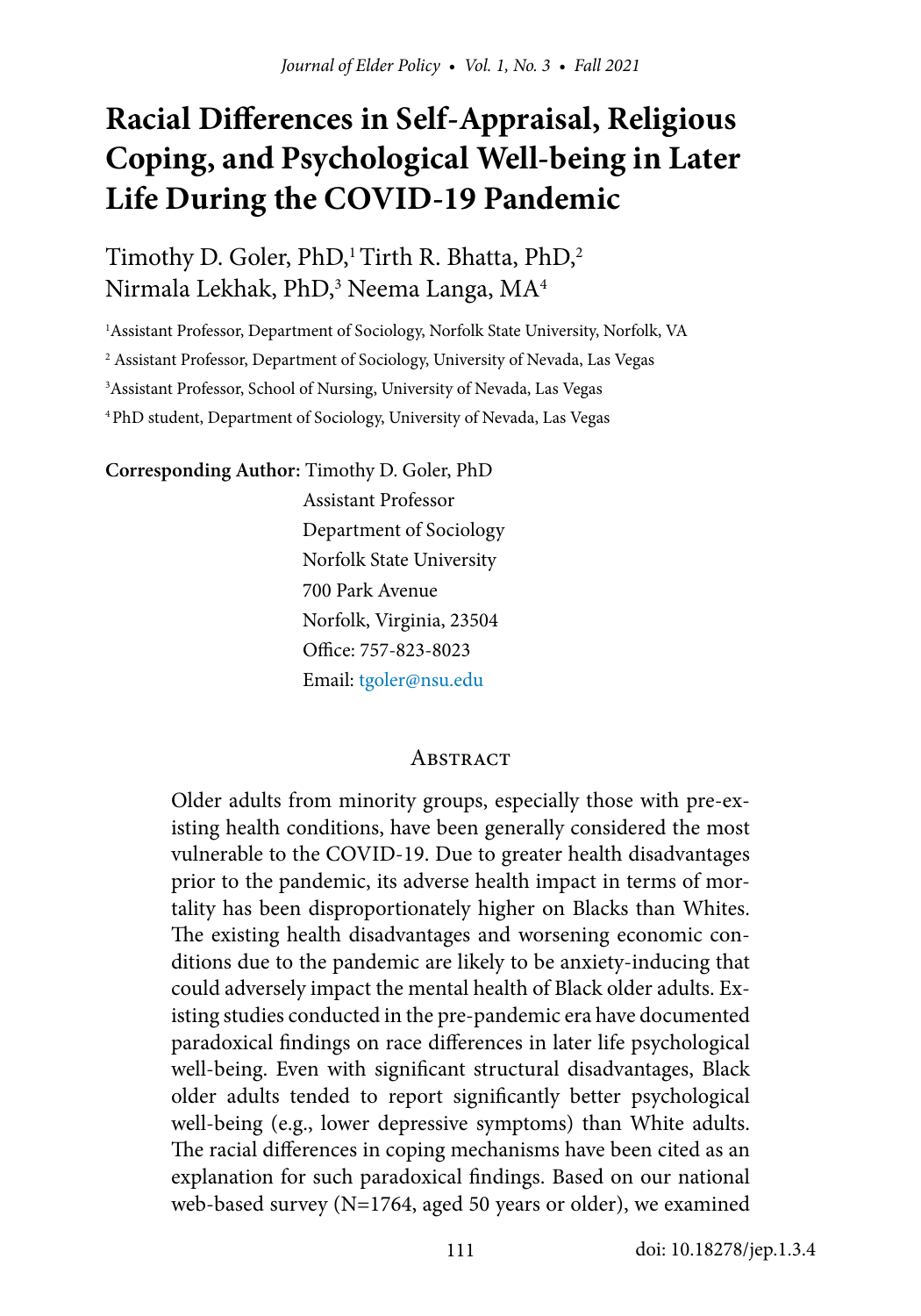# Racial Differences in Self-Appraisal, Religious Coping, and Psychological Well-being in Later Life During the COVID-19 Pandemic

Timothy D. Goler, PhD,[1] Tirth R. Bhatta, PhD,[2] Nirmala Lekhak, PhD,[3] Neema Langa, MA[4]

[1]Assistant Professor, Department of Sociology, Norfolk State University, Norfolk, VA

[2] Assistant Professor, Department of Sociology, University of Nevada, Las Vegas

[3]Assistant Professor, School of Nursing, University of Nevada, Las Vegas

[4] PhD student, Department of Sociology, University of Nevada, Las Vegas

**Corresponding Author:** Timothy D. Goler, PhD
Assistant Professor
Department of Sociology
Norfolk State University
700 Park Avenue
Norfolk, Virginia, 23504
Office: 757-823-8023
Email: tgoler@nsu.edu

## Abstract

Older adults from minority groups, especially those with pre-existing health conditions, have been generally considered the most vulnerable to the COVID-19. Due to greater health disadvantages prior to the pandemic, its adverse health impact in terms of mortality has been disproportionately higher on Blacks than Whites. The existing health disadvantages and worsening economic conditions due to the pandemic are likely to be anxiety-inducing that could adversely impact the mental health of Black older adults. Existing studies conducted in the pre-pandemic era have documented paradoxical findings on race differences in later life psychological well-being. Even with significant structural disadvantages, Black older adults tended to report significantly better psychological well-being (e.g., lower depressive symptoms) than White adults. The racial differences in coping mechanisms have been cited as an explanation for such paradoxical findings. Based on our national web-based survey (N=1764, aged 50 years or older), we examined

doi: 10.18278/jep.1.3.4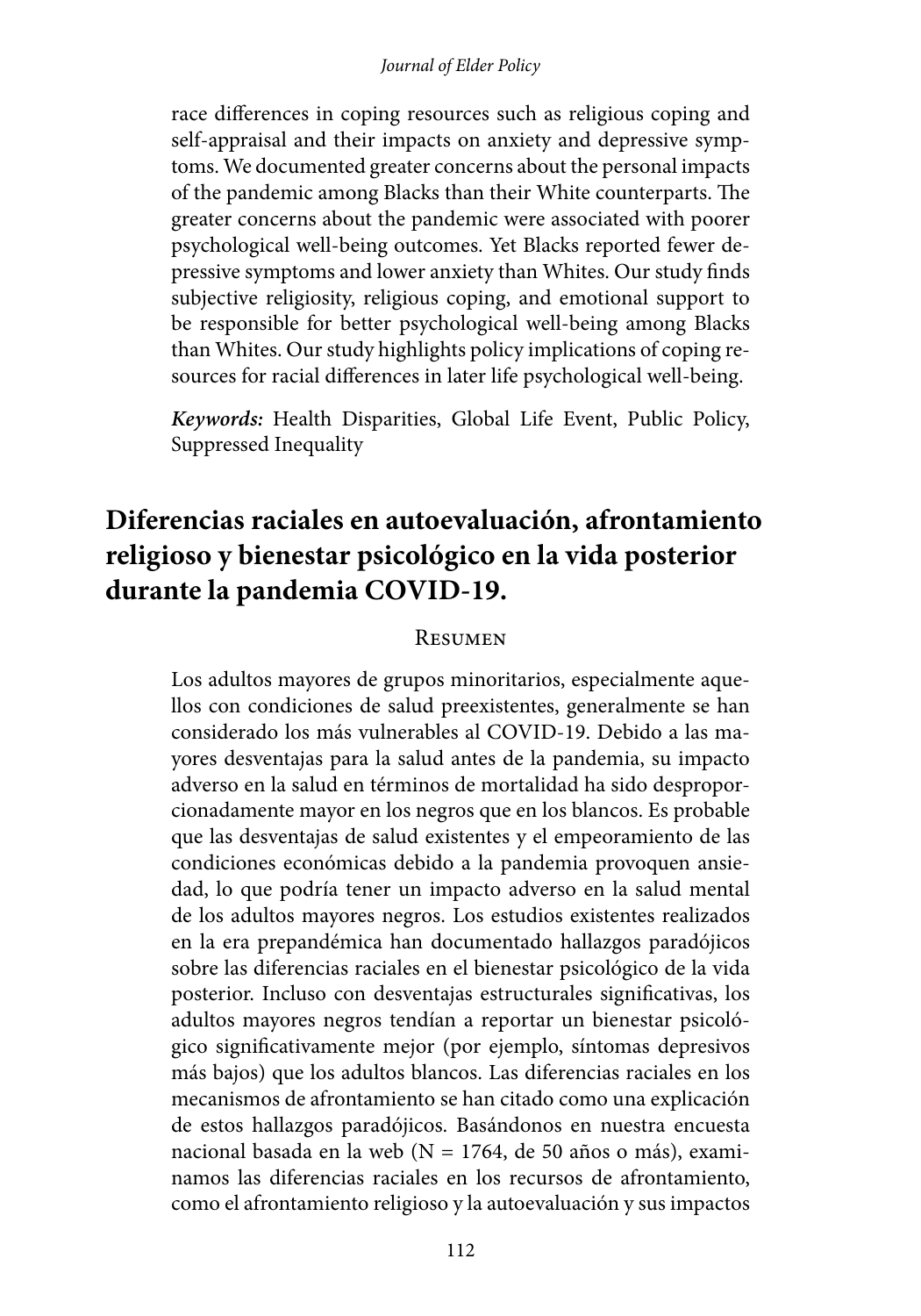race differences in coping resources such as religious coping and self-appraisal and their impacts on anxiety and depressive symptoms. We documented greater concerns about the personal impacts of the pandemic among Blacks than their White counterparts. The greater concerns about the pandemic were associated with poorer psychological well-being outcomes. Yet Blacks reported fewer depressive symptoms and lower anxiety than Whites. Our study finds subjective religiosity, religious coping, and emotional support to be responsible for better psychological well-being among Blacks than Whites. Our study highlights policy implications of coping resources for racial differences in later life psychological well-being.

***Keywords:*** Health Disparities, Global Life Event, Public Policy, Suppressed Inequality

## Diferencias raciales en autoevaluación, afrontamiento religioso y bienestar psicológico en la vida posterior durante la pandemia COVID-19.

### Resumen

Los adultos mayores de grupos minoritarios, especialmente aquellos con condiciones de salud preexistentes, generalmente se han considerado los más vulnerables al COVID-19. Debido a las mayores desventajas para la salud antes de la pandemia, su impacto adverso en la salud en términos de mortalidad ha sido desproporcionadamente mayor en los negros que en los blancos. Es probable que las desventajas de salud existentes y el empeoramiento de las condiciones económicas debido a la pandemia provoquen ansiedad, lo que podría tener un impacto adverso en la salud mental de los adultos mayores negros. Los estudios existentes realizados en la era prepandémica han documentado hallazgos paradójicos sobre las diferencias raciales en el bienestar psicológico de la vida posterior. Incluso con desventajas estructurales significativas, los adultos mayores negros tendían a reportar un bienestar psicológico significativamente mejor (por ejemplo, síntomas depresivos más bajos) que los adultos blancos. Las diferencias raciales en los mecanismos de afrontamiento se han citado como una explicación de estos hallazgos paradójicos. Basándonos en nuestra encuesta nacional basada en la web (N = 1764, de 50 años o más), examinamos las diferencias raciales en los recursos de afrontamiento, como el afrontamiento religioso y la autoevaluación y sus impactos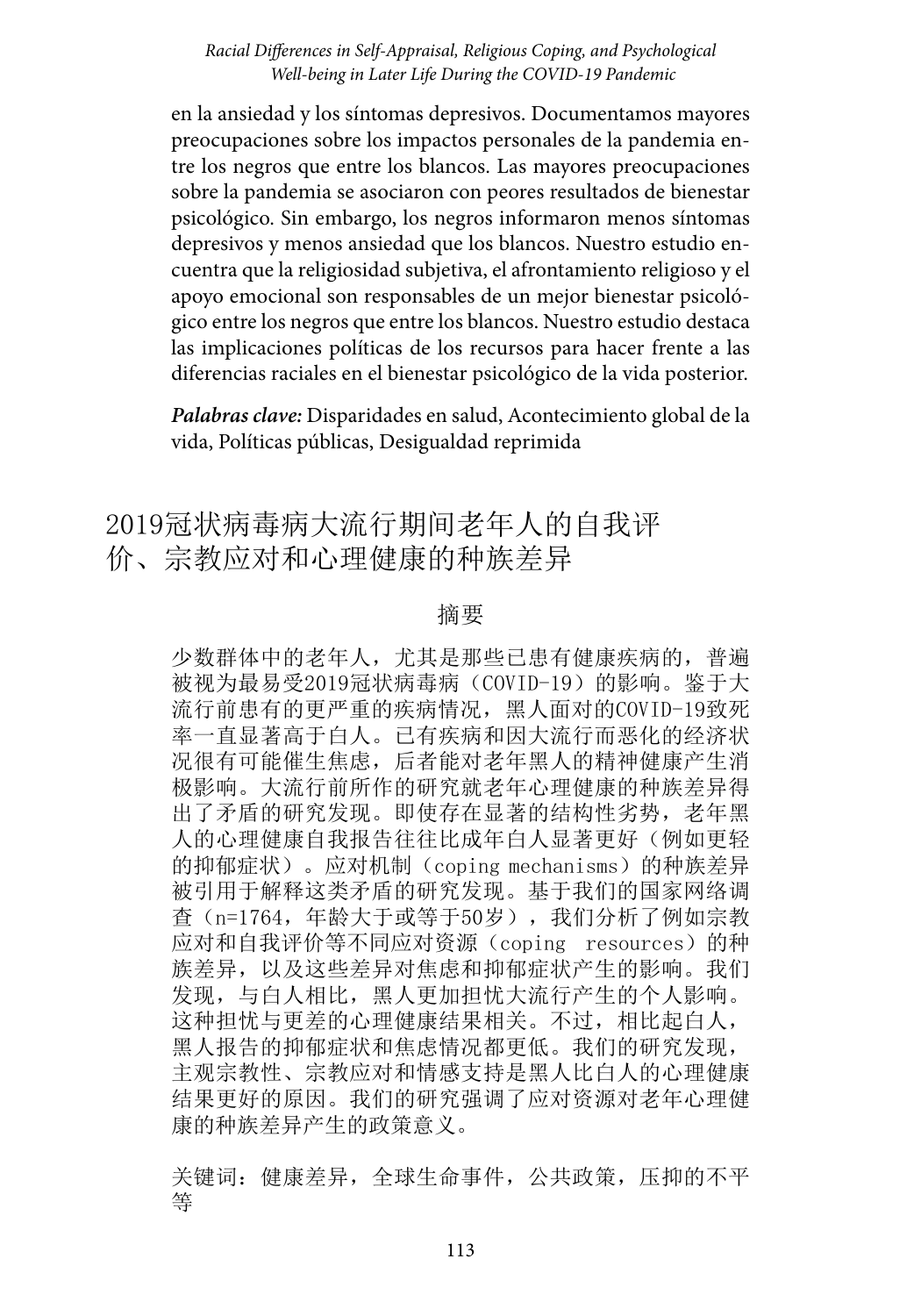en la ansiedad y los síntomas depresivos. Documentamos mayores preocupaciones sobre los impactos personales de la pandemia entre los negros que entre los blancos. Las mayores preocupaciones sobre la pandemia se asociaron con peores resultados de bienestar psicológico. Sin embargo, los negros informaron menos síntomas depresivos y menos ansiedad que los blancos. Nuestro estudio encuentra que la religiosidad subjetiva, el afrontamiento religioso y el apoyo emocional son responsables de un mejor bienestar psicológico entre los negros que entre los blancos. Nuestro estudio destaca las implicaciones políticas de los recursos para hacer frente a las diferencias raciales en el bienestar psicológico de la vida posterior.

***Palabras clave:*** Disparidades en salud, Acontecimiento global de la vida, Políticas públicas, Desigualdad reprimida

# 2019冠状病毒病大流行期间老年人的自我评价、宗教应对和心理健康的种族差异

## 摘要

少数群体中的老年人，尤其是那些已患有健康疾病的，普遍被视为最易受2019冠状病毒病（COVID-19）的影响。鉴于大流行前患有的更严重的疾病情况，黑人面对的COVID-19致死率一直显著高于白人。已有疾病和因大流行而恶化的经济状况很有可能催生焦虑，后者能对老年黑人的精神健康产生消极影响。大流行前所作的研究就老年心理健康的种族差异得出了矛盾的研究发现。即使存在显著的结构性劣势，老年黑人的心理健康自我报告往往比成年白人显著更好（例如更轻的抑郁症状）。应对机制（coping mechanisms）的种族差异被引用于解释这类矛盾的研究发现。基于我们的国家网络调查（n=1764，年龄大于或等于50岁），我们分析了例如宗教应对和自我评价等不同应对资源（coping resources）的种族差异，以及这些差异对焦虑和抑郁症状产生的影响。我们发现，与白人相比，黑人更加担忧大流行产生的个人影响。这种担忧与更差的心理健康结果相关。不过，相比起白人，黑人报告的抑郁症状和焦虑情况都更低。我们的研究发现，主观宗教性、宗教应对和情感支持是黑人比白人的心理健康结果更好的原因。我们的研究强调了应对资源对老年心理健康的种族差异产生的政策意义。

关键词：健康差异，全球生命事件，公共政策，压抑的不平等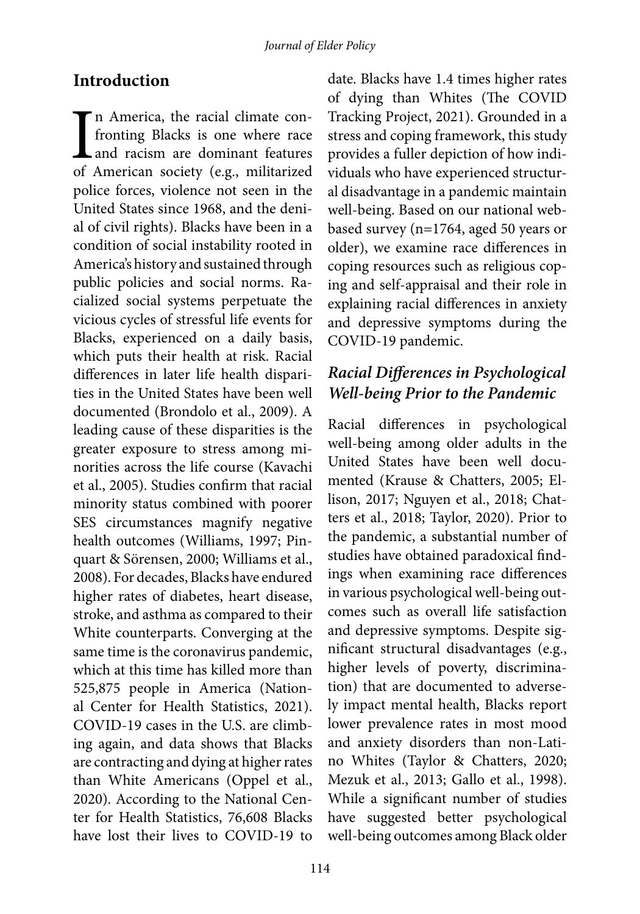## Introduction

In America, the racial climate confronting Blacks is one where race and racism are dominant features of American society (e.g., militarized police forces, violence not seen in the United States since 1968, and the denial of civil rights). Blacks have been in a condition of social instability rooted in America's history and sustained through public policies and social norms. Racialized social systems perpetuate the vicious cycles of stressful life events for Blacks, experienced on a daily basis, which puts their health at risk. Racial differences in later life health disparities in the United States have been well documented (Brondolo et al., 2009). A leading cause of these disparities is the greater exposure to stress among minorities across the life course (Kavachi et al., 2005). Studies confirm that racial minority status combined with poorer SES circumstances magnify negative health outcomes (Williams, 1997; Pinquart & Sörensen, 2000; Williams et al., 2008). For decades, Blacks have endured higher rates of diabetes, heart disease, stroke, and asthma as compared to their White counterparts. Converging at the same time is the coronavirus pandemic, which at this time has killed more than 525,875 people in America (National Center for Health Statistics, 2021). COVID-19 cases in the U.S. are climbing again, and data shows that Blacks are contracting and dying at higher rates than White Americans (Oppel et al., 2020). According to the National Center for Health Statistics, 76,608 Blacks have lost their lives to COVID-19 to date. Blacks have 1.4 times higher rates of dying than Whites (The COVID Tracking Project, 2021). Grounded in a stress and coping framework, this study provides a fuller depiction of how individuals who have experienced structural disadvantage in a pandemic maintain well-being. Based on our national web-based survey (n=1764, aged 50 years or older), we examine race differences in coping resources such as religious coping and self-appraisal and their role in explaining racial differences in anxiety and depressive symptoms during the COVID-19 pandemic.

### *Racial Differences in Psychological Well-being Prior to the Pandemic*

Racial differences in psychological well-being among older adults in the United States have been well documented (Krause & Chatters, 2005; Ellison, 2017; Nguyen et al., 2018; Chatters et al., 2018; Taylor, 2020). Prior to the pandemic, a substantial number of studies have obtained paradoxical findings when examining race differences in various psychological well-being outcomes such as overall life satisfaction and depressive symptoms. Despite significant structural disadvantages (e.g., higher levels of poverty, discrimination) that are documented to adversely impact mental health, Blacks report lower prevalence rates in most mood and anxiety disorders than non-Latino Whites (Taylor & Chatters, 2020; Mezuk et al., 2013; Gallo et al., 1998). While a significant number of studies have suggested better psychological well-being outcomes among Black older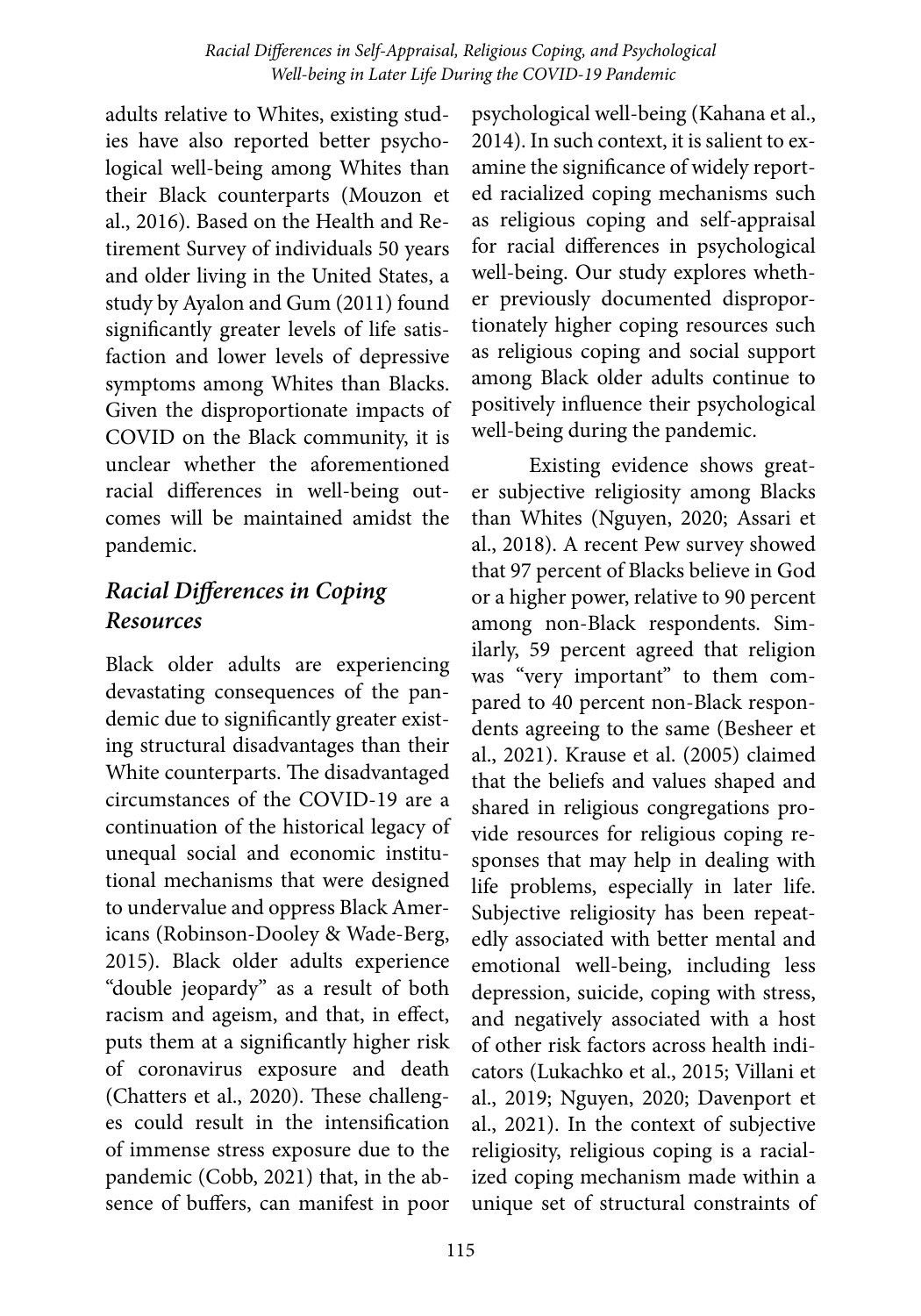adults relative to Whites, existing studies have also reported better psychological well-being among Whites than their Black counterparts (Mouzon et al., 2016). Based on the Health and Retirement Survey of individuals 50 years and older living in the United States, a study by Ayalon and Gum (2011) found significantly greater levels of life satisfaction and lower levels of depressive symptoms among Whites than Blacks. Given the disproportionate impacts of COVID on the Black community, it is unclear whether the aforementioned racial differences in well-being outcomes will be maintained amidst the pandemic.

### *Racial Differences in Coping Resources*

Black older adults are experiencing devastating consequences of the pandemic due to significantly greater existing structural disadvantages than their White counterparts. The disadvantaged circumstances of the COVID-19 are a continuation of the historical legacy of unequal social and economic institutional mechanisms that were designed to undervalue and oppress Black Americans (Robinson-Dooley & Wade-Berg, 2015). Black older adults experience "double jeopardy" as a result of both racism and ageism, and that, in effect, puts them at a significantly higher risk of coronavirus exposure and death (Chatters et al., 2020). These challenges could result in the intensification of immense stress exposure due to the pandemic (Cobb, 2021) that, in the absence of buffers, can manifest in poor psychological well-being (Kahana et al., 2014). In such context, it is salient to examine the significance of widely reported racialized coping mechanisms such as religious coping and self-appraisal for racial differences in psychological well-being. Our study explores whether previously documented disproportionately higher coping resources such as religious coping and social support among Black older adults continue to positively influence their psychological well-being during the pandemic.

Existing evidence shows greater subjective religiosity among Blacks than Whites (Nguyen, 2020; Assari et al., 2018). A recent Pew survey showed that 97 percent of Blacks believe in God or a higher power, relative to 90 percent among non-Black respondents. Similarly, 59 percent agreed that religion was "very important" to them compared to 40 percent non-Black respondents agreeing to the same (Besheer et al., 2021). Krause et al. (2005) claimed that the beliefs and values shaped and shared in religious congregations provide resources for religious coping responses that may help in dealing with life problems, especially in later life. Subjective religiosity has been repeatedly associated with better mental and emotional well-being, including less depression, suicide, coping with stress, and negatively associated with a host of other risk factors across health indicators (Lukachko et al., 2015; Villani et al., 2019; Nguyen, 2020; Davenport et al., 2021). In the context of subjective religiosity, religious coping is a racialized coping mechanism made within a unique set of structural constraints of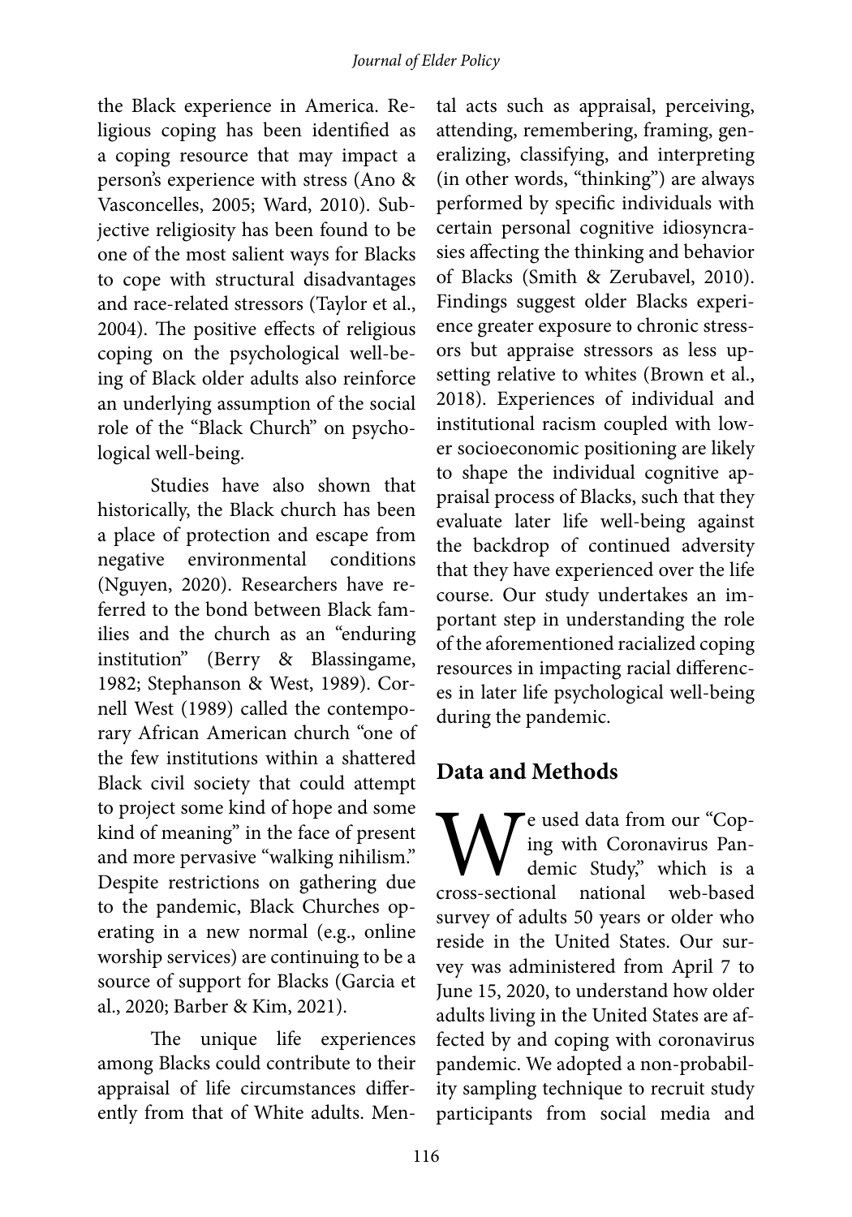the Black experience in America. Religious coping has been identified as a coping resource that may impact a person's experience with stress (Ano & Vasconcelles, 2005; Ward, 2010). Subjective religiosity has been found to be one of the most salient ways for Blacks to cope with structural disadvantages and race-related stressors (Taylor et al., 2004). The positive effects of religious coping on the psychological well-being of Black older adults also reinforce an underlying assumption of the social role of the "Black Church" on psychological well-being.

Studies have also shown that historically, the Black church has been a place of protection and escape from negative environmental conditions (Nguyen, 2020). Researchers have referred to the bond between Black families and the church as an "enduring institution" (Berry & Blassingame, 1982; Stephanson & West, 1989). Cornell West (1989) called the contemporary African American church "one of the few institutions within a shattered Black civil society that could attempt to project some kind of hope and some kind of meaning" in the face of present and more pervasive "walking nihilism." Despite restrictions on gathering due to the pandemic, Black Churches operating in a new normal (e.g., online worship services) are continuing to be a source of support for Blacks (Garcia et al., 2020; Barber & Kim, 2021).

The unique life experiences among Blacks could contribute to their appraisal of life circumstances differently from that of White adults. Mental acts such as appraisal, perceiving, attending, remembering, framing, generalizing, classifying, and interpreting (in other words, "thinking") are always performed by specific individuals with certain personal cognitive idiosyncrasies affecting the thinking and behavior of Blacks (Smith & Zerubavel, 2010). Findings suggest older Blacks experience greater exposure to chronic stressors but appraise stressors as less upsetting relative to whites (Brown et al., 2018). Experiences of individual and institutional racism coupled with lower socioeconomic positioning are likely to shape the individual cognitive appraisal process of Blacks, such that they evaluate later life well-being against the backdrop of continued adversity that they have experienced over the life course. Our study undertakes an important step in understanding the role of the aforementioned racialized coping resources in impacting racial differences in later life psychological well-being during the pandemic.

## Data and Methods

We used data from our "Coping with Coronavirus Pandemic Study," which is a cross-sectional national web-based survey of adults 50 years or older who reside in the United States. Our survey was administered from April 7 to June 15, 2020, to understand how older adults living in the United States are affected by and coping with coronavirus pandemic. We adopted a non-probability sampling technique to recruit study participants from social media and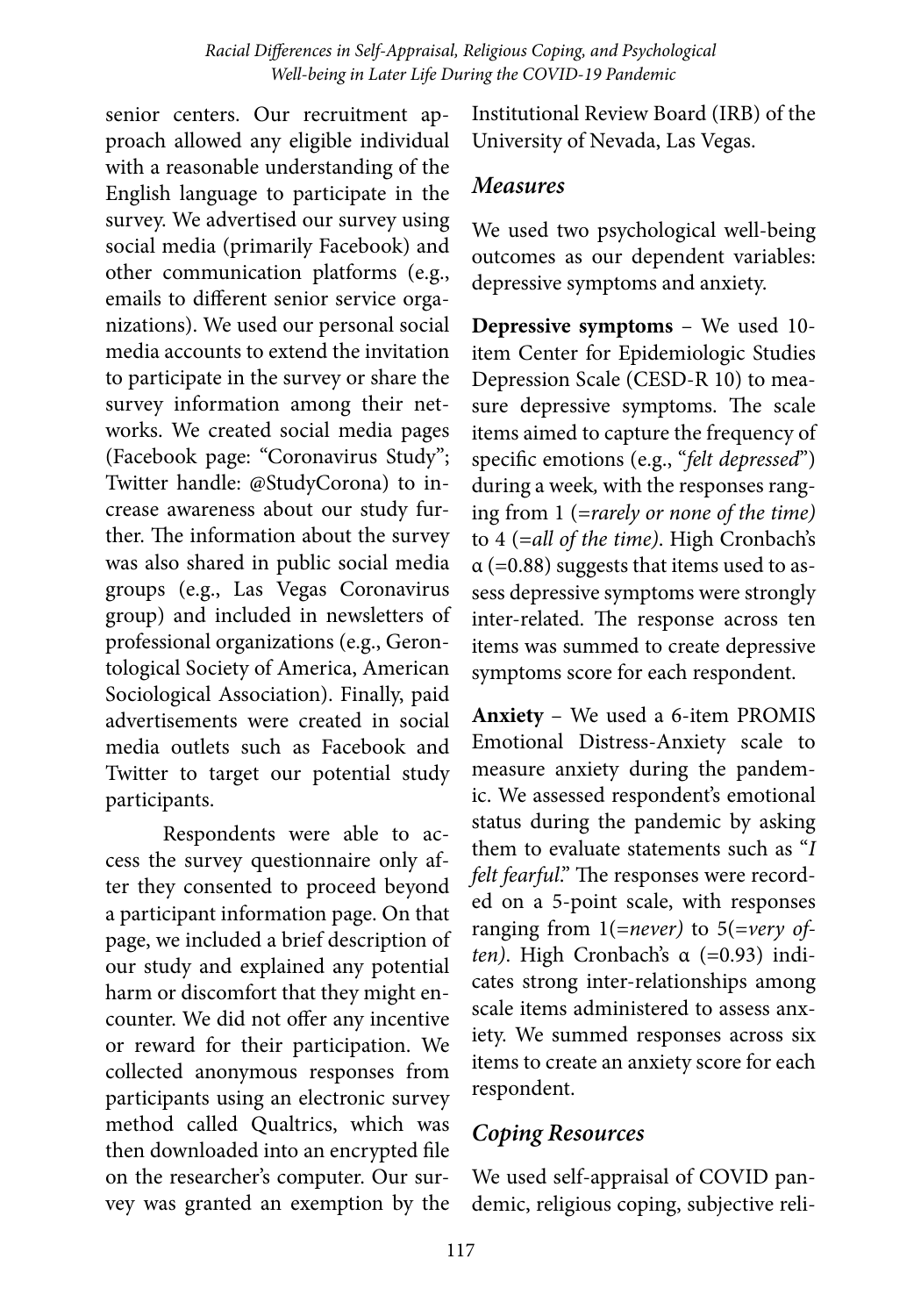senior centers. Our recruitment approach allowed any eligible individual with a reasonable understanding of the English language to participate in the survey. We advertised our survey using social media (primarily Facebook) and other communication platforms (e.g., emails to different senior service organizations). We used our personal social media accounts to extend the invitation to participate in the survey or share the survey information among their networks. We created social media pages (Facebook page: "Coronavirus Study"; Twitter handle: @StudyCorona) to increase awareness about our study further. The information about the survey was also shared in public social media groups (e.g., Las Vegas Coronavirus group) and included in newsletters of professional organizations (e.g., Gerontological Society of America, American Sociological Association). Finally, paid advertisements were created in social media outlets such as Facebook and Twitter to target our potential study participants.

Respondents were able to access the survey questionnaire only after they consented to proceed beyond a participant information page. On that page, we included a brief description of our study and explained any potential harm or discomfort that they might encounter. We did not offer any incentive or reward for their participation. We collected anonymous responses from participants using an electronic survey method called Qualtrics, which was then downloaded into an encrypted file on the researcher's computer. Our survey was granted an exemption by the Institutional Review Board (IRB) of the University of Nevada, Las Vegas.

## *Measures*

We used two psychological well-being outcomes as our dependent variables: depressive symptoms and anxiety.

**Depressive symptoms** – We used 10-item Center for Epidemiologic Studies Depression Scale (CESD-R 10) to measure depressive symptoms. The scale items aimed to capture the frequency of specific emotions (e.g., "*felt depressed*") during a week, with the responses ranging from 1 (=*rarely or none of the time)* to 4 (=*all of the time)*. High Cronbach's α (=0.88) suggests that items used to assess depressive symptoms were strongly inter-related. The response across ten items was summed to create depressive symptoms score for each respondent.

**Anxiety** – We used a 6-item PROMIS Emotional Distress-Anxiety scale to measure anxiety during the pandemic. We assessed respondent's emotional status during the pandemic by asking them to evaluate statements such as "*I felt fearful*." The responses were recorded on a 5-point scale, with responses ranging from 1(=*never)* to 5(=*very often)*. High Cronbach's α (=0.93) indicates strong inter-relationships among scale items administered to assess anxiety. We summed responses across six items to create an anxiety score for each respondent.

## *Coping Resources*

We used self-appraisal of COVID pandemic, religious coping, subjective reli-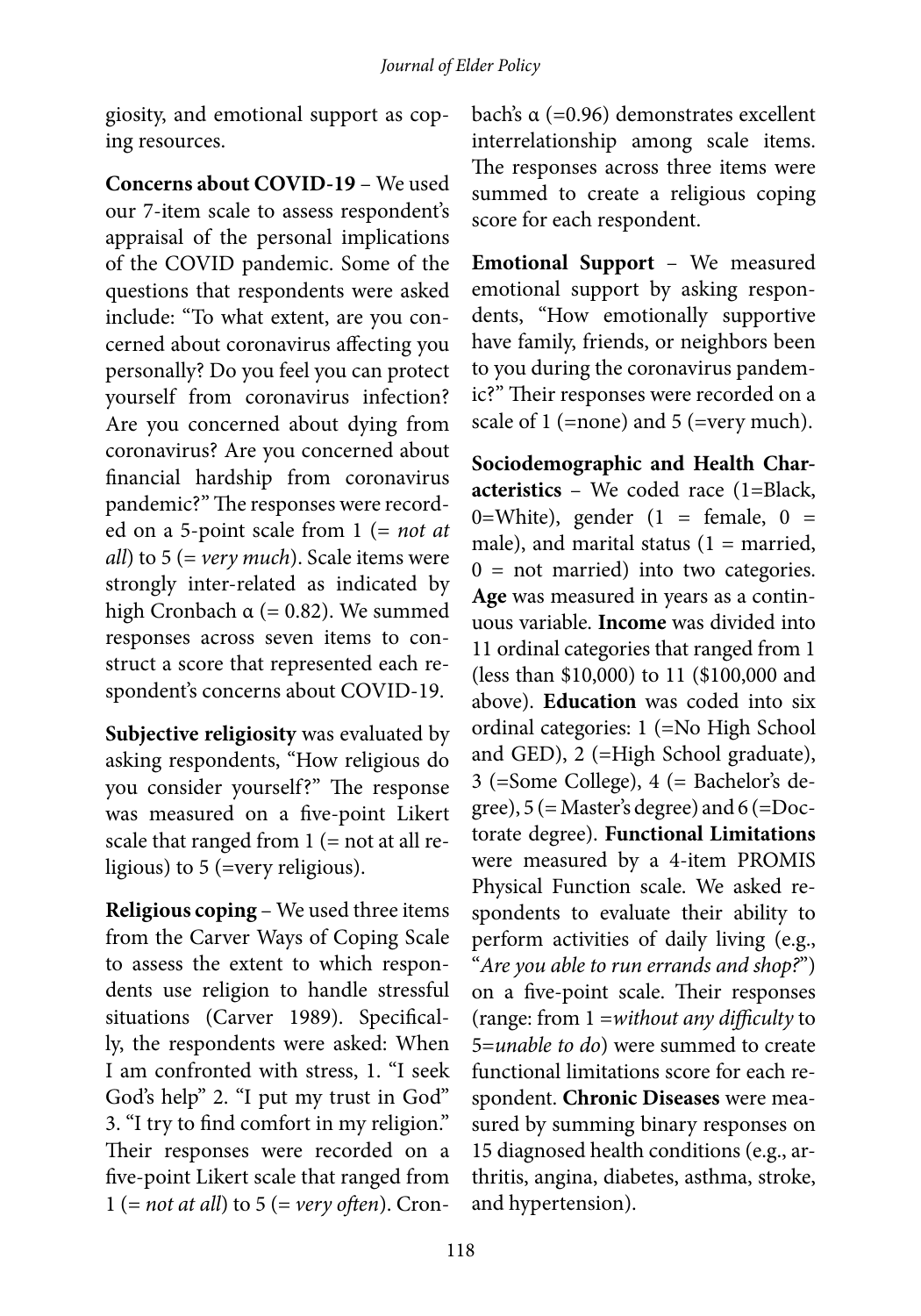giosity, and emotional support as coping resources.

**Concerns about COVID-19** – We used our 7-item scale to assess respondent's appraisal of the personal implications of the COVID pandemic. Some of the questions that respondents were asked include: "To what extent, are you concerned about coronavirus affecting you personally? Do you feel you can protect yourself from coronavirus infection? Are you concerned about dying from coronavirus? Are you concerned about financial hardship from coronavirus pandemic?" The responses were recorded on a 5-point scale from 1 (= *not at all*) to 5 (= *very much*). Scale items were strongly inter-related as indicated by high Cronbach α (= 0.82). We summed responses across seven items to construct a score that represented each respondent's concerns about COVID-19.

**Subjective religiosity** was evaluated by asking respondents, "How religious do you consider yourself?" The response was measured on a five-point Likert scale that ranged from 1 (= not at all religious) to 5 (=very religious).

**Religious coping** – We used three items from the Carver Ways of Coping Scale to assess the extent to which respondents use religion to handle stressful situations (Carver 1989). Specifically, the respondents were asked: When I am confronted with stress, 1. "I seek God's help" 2. "I put my trust in God" 3. "I try to find comfort in my religion." Their responses were recorded on a five-point Likert scale that ranged from 1 (= *not at all*) to 5 (= *very often*). Cronbach's α (=0.96) demonstrates excellent interrelationship among scale items. The responses across three items were summed to create a religious coping score for each respondent.

**Emotional Support** – We measured emotional support by asking respondents, "How emotionally supportive have family, friends, or neighbors been to you during the coronavirus pandemic?" Their responses were recorded on a scale of 1 (=none) and 5 (=very much).

**Sociodemographic and Health Characteristics** – We coded race (1=Black, 0=White), gender (1 = female, 0 = male), and marital status (1 = married, 0 = not married) into two categories. **Age** was measured in years as a continuous variable. **Income** was divided into 11 ordinal categories that ranged from 1 (less than $10,000) to 11 ($100,000 and above). **Education** was coded into six ordinal categories: 1 (=No High School and GED), 2 (=High School graduate), 3 (=Some College), 4 (= Bachelor's degree), 5 (= Master's degree) and 6 (=Doctorate degree). **Functional Limitations** were measured by a 4-item PROMIS Physical Function scale. We asked respondents to evaluate their ability to perform activities of daily living (e.g., "*Are you able to run errands and shop?*") on a five-point scale. Their responses (range: from 1 =*without any difficulty* to 5=*unable to do*) were summed to create functional limitations score for each respondent. **Chronic Diseases** were measured by summing binary responses on 15 diagnosed health conditions (e.g., arthritis, angina, diabetes, asthma, stroke, and hypertension).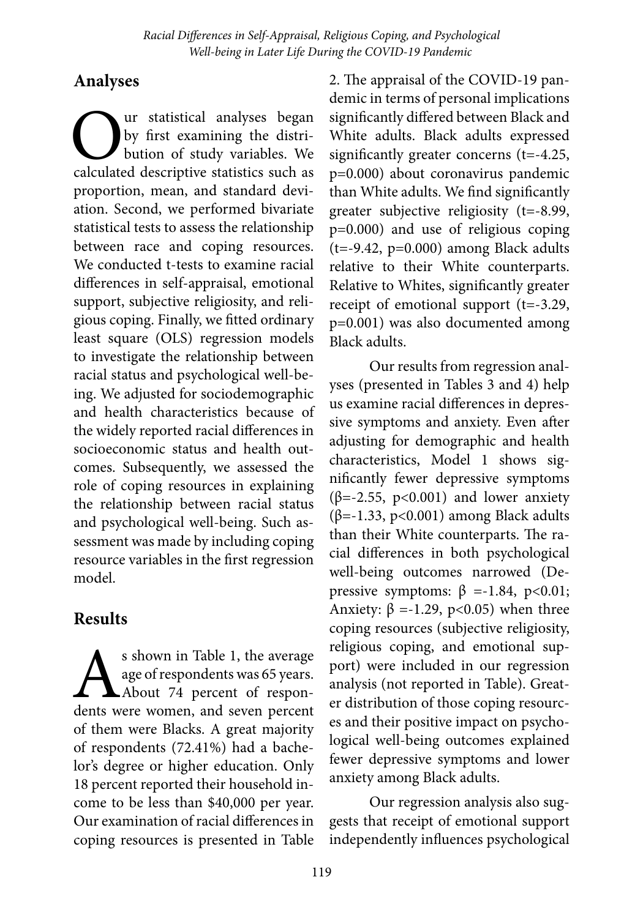## Analyses

Our statistical analyses began by first examining the distribution of study variables. We calculated descriptive statistics such as proportion, mean, and standard deviation. Second, we performed bivariate statistical tests to assess the relationship between race and coping resources. We conducted t-tests to examine racial differences in self-appraisal, emotional support, subjective religiosity, and religious coping. Finally, we fitted ordinary least square (OLS) regression models to investigate the relationship between racial status and psychological well-being. We adjusted for sociodemographic and health characteristics because of the widely reported racial differences in socioeconomic status and health outcomes. Subsequently, we assessed the role of coping resources in explaining the relationship between racial status and psychological well-being. Such assessment was made by including coping resource variables in the first regression model.

## Results

As shown in Table 1, the average age of respondents was 65 years. About 74 percent of respondents were women, and seven percent of them were Blacks. A great majority of respondents (72.41%) had a bachelor's degree or higher education. Only 18 percent reported their household income to be less than $40,000 per year. Our examination of racial differences in coping resources is presented in Table 2. The appraisal of the COVID-19 pandemic in terms of personal implications significantly differed between Black and White adults. Black adults expressed significantly greater concerns ($t=-4.25$, $p=0.000$) about coronavirus pandemic than White adults. We find significantly greater subjective religiosity ($t=-8.99$, $p=0.000$) and use of religious coping ($t=-9.42$, $p=0.000$) among Black adults relative to their White counterparts. Relative to Whites, significantly greater receipt of emotional support ($t=-3.29$, $p=0.001$) was also documented among Black adults.

Our results from regression analyses (presented in Tables 3 and 4) help us examine racial differences in depressive symptoms and anxiety. Even after adjusting for demographic and health characteristics, Model 1 shows significantly fewer depressive symptoms ($\beta=-2.55$, $p<0.001$) and lower anxiety ($\beta=-1.33$, $p<0.001$) among Black adults than their White counterparts. The racial differences in both psychological well-being outcomes narrowed (Depressive symptoms: $\beta=-1.84$, $p<0.01$; Anxiety: $\beta=-1.29$, $p<0.05$) when three coping resources (subjective religiosity, religious coping, and emotional support) were included in our regression analysis (not reported in Table). Greater distribution of those coping resources and their positive impact on psychological well-being outcomes explained fewer depressive symptoms and lower anxiety among Black adults.

Our regression analysis also suggests that receipt of emotional support independently influences psychological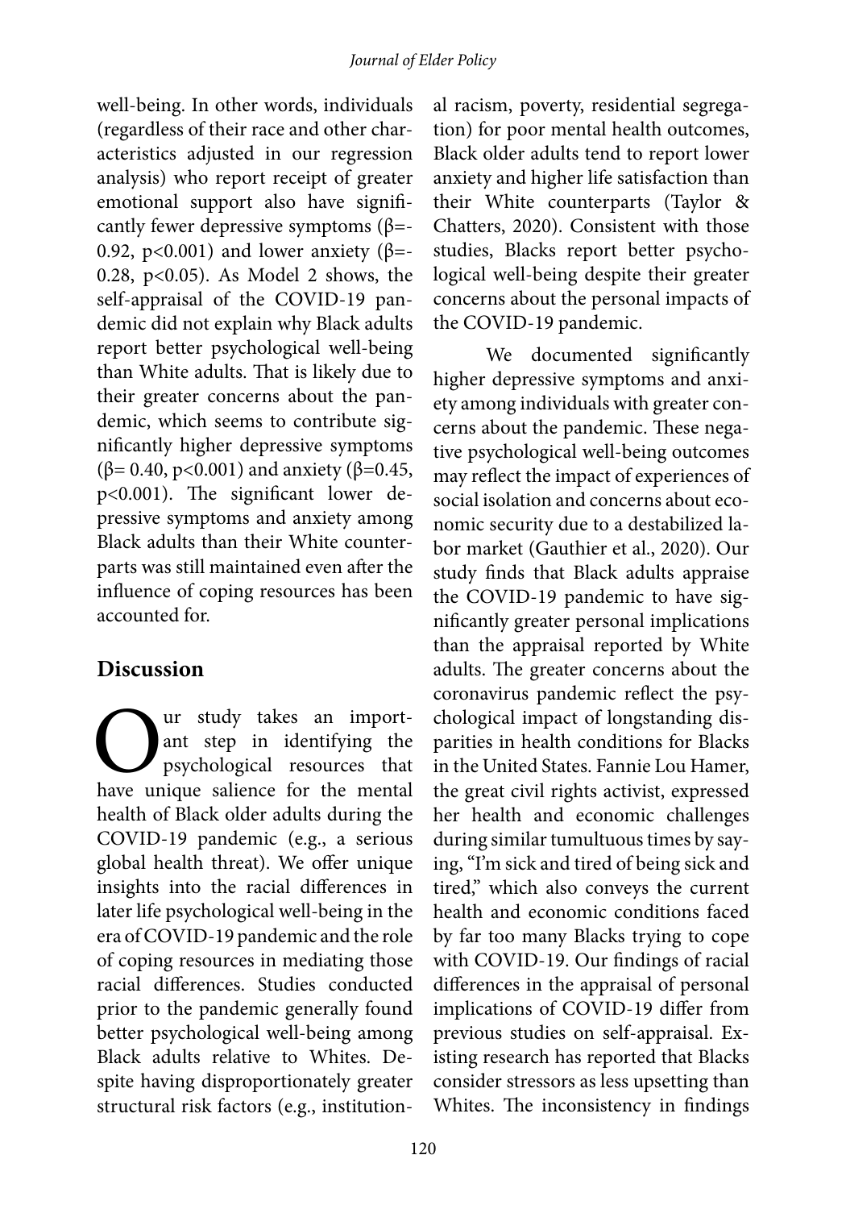well-being. In other words, individuals (regardless of their race and other characteristics adjusted in our regression analysis) who report receipt of greater emotional support also have significantly fewer depressive symptoms ($\beta$=-0.92, $p<0.001$) and lower anxiety ($\beta$=-0.28, $p<0.05$). As Model 2 shows, the self-appraisal of the COVID-19 pandemic did not explain why Black adults report better psychological well-being than White adults. That is likely due to their greater concerns about the pandemic, which seems to contribute significantly higher depressive symptoms ($\beta$= 0.40, $p<0.001$) and anxiety ($\beta$=0.45, $p<0.001$). The significant lower depressive symptoms and anxiety among Black adults than their White counterparts was still maintained even after the influence of coping resources has been accounted for.

## Discussion

Our study takes an important step in identifying the psychological resources that have unique salience for the mental health of Black older adults during the COVID-19 pandemic (e.g., a serious global health threat). We offer unique insights into the racial differences in later life psychological well-being in the era of COVID-19 pandemic and the role of coping resources in mediating those racial differences. Studies conducted prior to the pandemic generally found better psychological well-being among Black adults relative to Whites. Despite having disproportionately greater structural risk factors (e.g., institutional racism, poverty, residential segregation) for poor mental health outcomes, Black older adults tend to report lower anxiety and higher life satisfaction than their White counterparts (Taylor & Chatters, 2020). Consistent with those studies, Blacks report better psychological well-being despite their greater concerns about the personal impacts of the COVID-19 pandemic.

We documented significantly higher depressive symptoms and anxiety among individuals with greater concerns about the pandemic. These negative psychological well-being outcomes may reflect the impact of experiences of social isolation and concerns about economic security due to a destabilized labor market (Gauthier et al., 2020). Our study finds that Black adults appraise the COVID-19 pandemic to have significantly greater personal implications than the appraisal reported by White adults. The greater concerns about the coronavirus pandemic reflect the psychological impact of longstanding disparities in health conditions for Blacks in the United States. Fannie Lou Hamer, the great civil rights activist, expressed her health and economic challenges during similar tumultuous times by saying, "I'm sick and tired of being sick and tired," which also conveys the current health and economic conditions faced by far too many Blacks trying to cope with COVID-19. Our findings of racial differences in the appraisal of personal implications of COVID-19 differ from previous studies on self-appraisal. Existing research has reported that Blacks consider stressors as less upsetting than Whites. The inconsistency in findings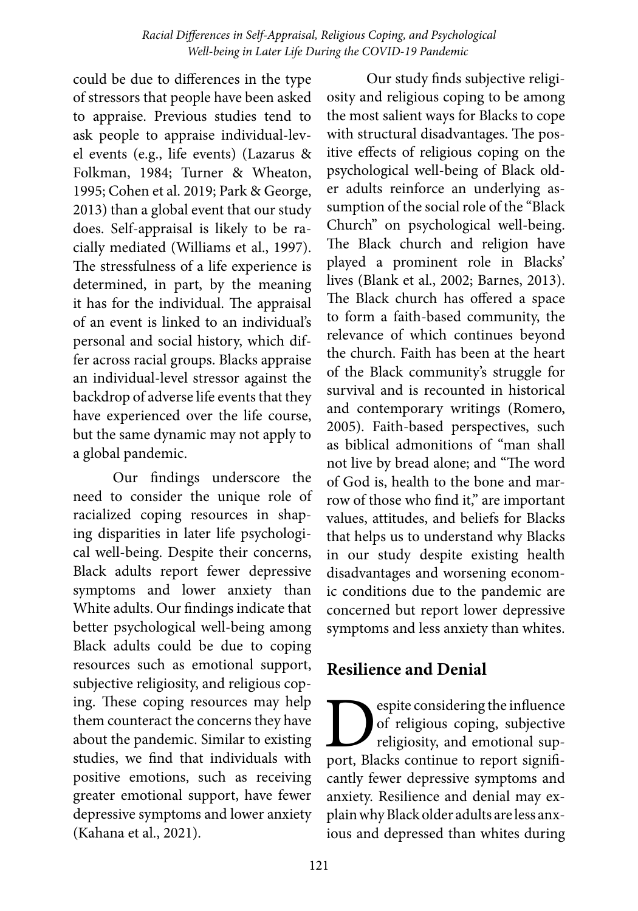could be due to differences in the type of stressors that people have been asked to appraise. Previous studies tend to ask people to appraise individual-level events (e.g., life events) (Lazarus & Folkman, 1984; Turner & Wheaton, 1995; Cohen et al. 2019; Park & George, 2013) than a global event that our study does. Self-appraisal is likely to be racially mediated (Williams et al., 1997). The stressfulness of a life experience is determined, in part, by the meaning it has for the individual. The appraisal of an event is linked to an individual's personal and social history, which differ across racial groups. Blacks appraise an individual-level stressor against the backdrop of adverse life events that they have experienced over the life course, but the same dynamic may not apply to a global pandemic.

Our findings underscore the need to consider the unique role of racialized coping resources in shaping disparities in later life psychological well-being. Despite their concerns, Black adults report fewer depressive symptoms and lower anxiety than White adults. Our findings indicate that better psychological well-being among Black adults could be due to coping resources such as emotional support, subjective religiosity, and religious coping. These coping resources may help them counteract the concerns they have about the pandemic. Similar to existing studies, we find that individuals with positive emotions, such as receiving greater emotional support, have fewer depressive symptoms and lower anxiety (Kahana et al., 2021).

Our study finds subjective religiosity and religious coping to be among the most salient ways for Blacks to cope with structural disadvantages. The positive effects of religious coping on the psychological well-being of Black older adults reinforce an underlying assumption of the social role of the "Black Church" on psychological well-being. The Black church and religion have played a prominent role in Blacks' lives (Blank et al., 2002; Barnes, 2013). The Black church has offered a space to form a faith-based community, the relevance of which continues beyond the church. Faith has been at the heart of the Black community's struggle for survival and is recounted in historical and contemporary writings (Romero, 2005). Faith-based perspectives, such as biblical admonitions of "man shall not live by bread alone; and "The word of God is, health to the bone and marrow of those who find it," are important values, attitudes, and beliefs for Blacks that helps us to understand why Blacks in our study despite existing health disadvantages and worsening economic conditions due to the pandemic are concerned but report lower depressive symptoms and less anxiety than whites.

## Resilience and Denial

Despite considering the influence of religious coping, subjective religiosity, and emotional support, Blacks continue to report significantly fewer depressive symptoms and anxiety. Resilience and denial may explain why Black older adults are less anxious and depressed than whites during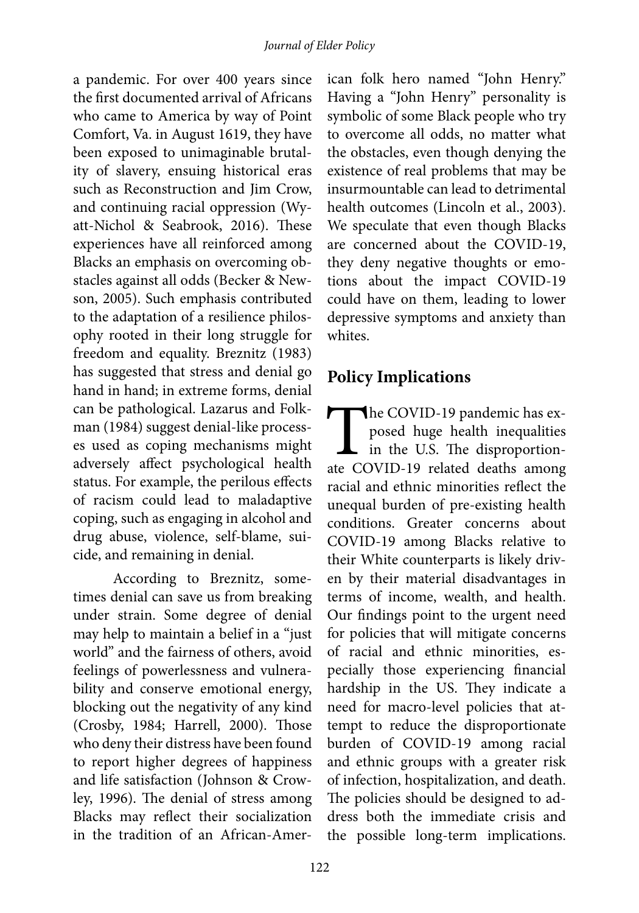a pandemic. For over 400 years since the first documented arrival of Africans who came to America by way of Point Comfort, Va. in August 1619, they have been exposed to unimaginable brutality of slavery, ensuing historical eras such as Reconstruction and Jim Crow, and continuing racial oppression (Wyatt-Nichol & Seabrook, 2016). These experiences have all reinforced among Blacks an emphasis on overcoming obstacles against all odds (Becker & Newson, 2005). Such emphasis contributed to the adaptation of a resilience philosophy rooted in their long struggle for freedom and equality. Breznitz (1983) has suggested that stress and denial go hand in hand; in extreme forms, denial can be pathological. Lazarus and Folkman (1984) suggest denial-like processes used as coping mechanisms might adversely affect psychological health status. For example, the perilous effects of racism could lead to maladaptive coping, such as engaging in alcohol and drug abuse, violence, self-blame, suicide, and remaining in denial.

According to Breznitz, sometimes denial can save us from breaking under strain. Some degree of denial may help to maintain a belief in a "just world" and the fairness of others, avoid feelings of powerlessness and vulnerability and conserve emotional energy, blocking out the negativity of any kind (Crosby, 1984; Harrell, 2000). Those who deny their distress have been found to report higher degrees of happiness and life satisfaction (Johnson & Crowley, 1996). The denial of stress among Blacks may reflect their socialization in the tradition of an African-American folk hero named "John Henry." Having a "John Henry" personality is symbolic of some Black people who try to overcome all odds, no matter what the obstacles, even though denying the existence of real problems that may be insurmountable can lead to detrimental health outcomes (Lincoln et al., 2003). We speculate that even though Blacks are concerned about the COVID-19, they deny negative thoughts or emotions about the impact COVID-19 could have on them, leading to lower depressive symptoms and anxiety than whites.

## Policy Implications

The COVID-19 pandemic has exposed huge health inequalities in the U.S. The disproportionate COVID-19 related deaths among racial and ethnic minorities reflect the unequal burden of pre-existing health conditions. Greater concerns about COVID-19 among Blacks relative to their White counterparts is likely driven by their material disadvantages in terms of income, wealth, and health. Our findings point to the urgent need for policies that will mitigate concerns of racial and ethnic minorities, especially those experiencing financial hardship in the US. They indicate a need for macro-level policies that attempt to reduce the disproportionate burden of COVID-19 among racial and ethnic groups with a greater risk of infection, hospitalization, and death. The policies should be designed to address both the immediate crisis and the possible long-term implications.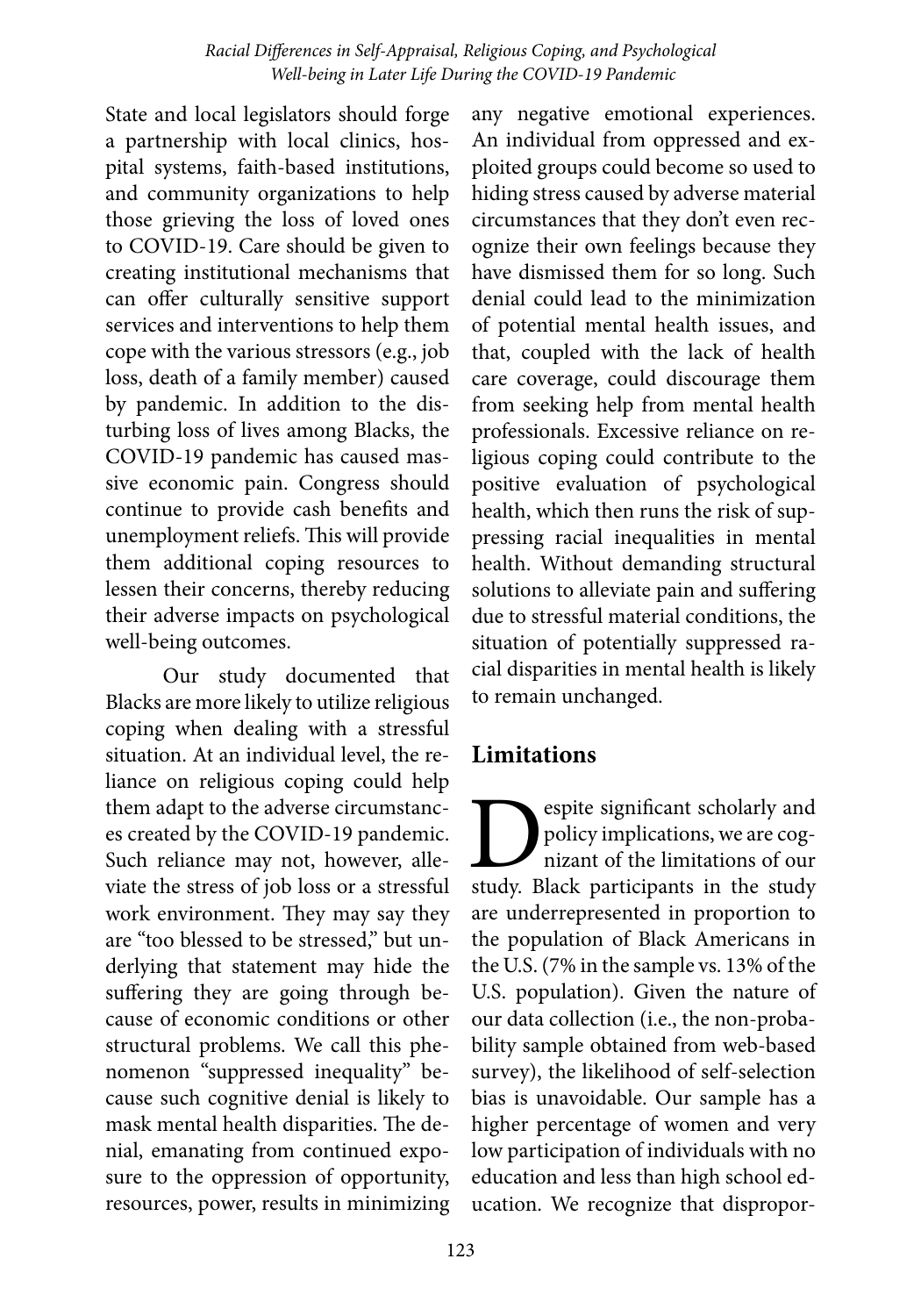State and local legislators should forge a partnership with local clinics, hospital systems, faith-based institutions, and community organizations to help those grieving the loss of loved ones to COVID-19. Care should be given to creating institutional mechanisms that can offer culturally sensitive support services and interventions to help them cope with the various stressors (e.g., job loss, death of a family member) caused by pandemic. In addition to the disturbing loss of lives among Blacks, the COVID-19 pandemic has caused massive economic pain. Congress should continue to provide cash benefits and unemployment reliefs. This will provide them additional coping resources to lessen their concerns, thereby reducing their adverse impacts on psychological well-being outcomes.

Our study documented that Blacks are more likely to utilize religious coping when dealing with a stressful situation. At an individual level, the reliance on religious coping could help them adapt to the adverse circumstances created by the COVID-19 pandemic. Such reliance may not, however, alleviate the stress of job loss or a stressful work environment. They may say they are "too blessed to be stressed," but underlying that statement may hide the suffering they are going through because of economic conditions or other structural problems. We call this phenomenon "suppressed inequality" because such cognitive denial is likely to mask mental health disparities. The denial, emanating from continued exposure to the oppression of opportunity, resources, power, results in minimizing any negative emotional experiences. An individual from oppressed and exploited groups could become so used to hiding stress caused by adverse material circumstances that they don't even recognize their own feelings because they have dismissed them for so long. Such denial could lead to the minimization of potential mental health issues, and that, coupled with the lack of health care coverage, could discourage them from seeking help from mental health professionals. Excessive reliance on religious coping could contribute to the positive evaluation of psychological health, which then runs the risk of suppressing racial inequalities in mental health. Without demanding structural solutions to alleviate pain and suffering due to stressful material conditions, the situation of potentially suppressed racial disparities in mental health is likely to remain unchanged.

## Limitations

Despite significant scholarly and policy implications, we are cognizant of the limitations of our study. Black participants in the study are underrepresented in proportion to the population of Black Americans in the U.S. (7% in the sample vs. 13% of the U.S. population). Given the nature of our data collection (i.e., the non-probability sample obtained from web-based survey), the likelihood of self-selection bias is unavoidable. Our sample has a higher percentage of women and very low participation of individuals with no education and less than high school education. We recognize that dispropor-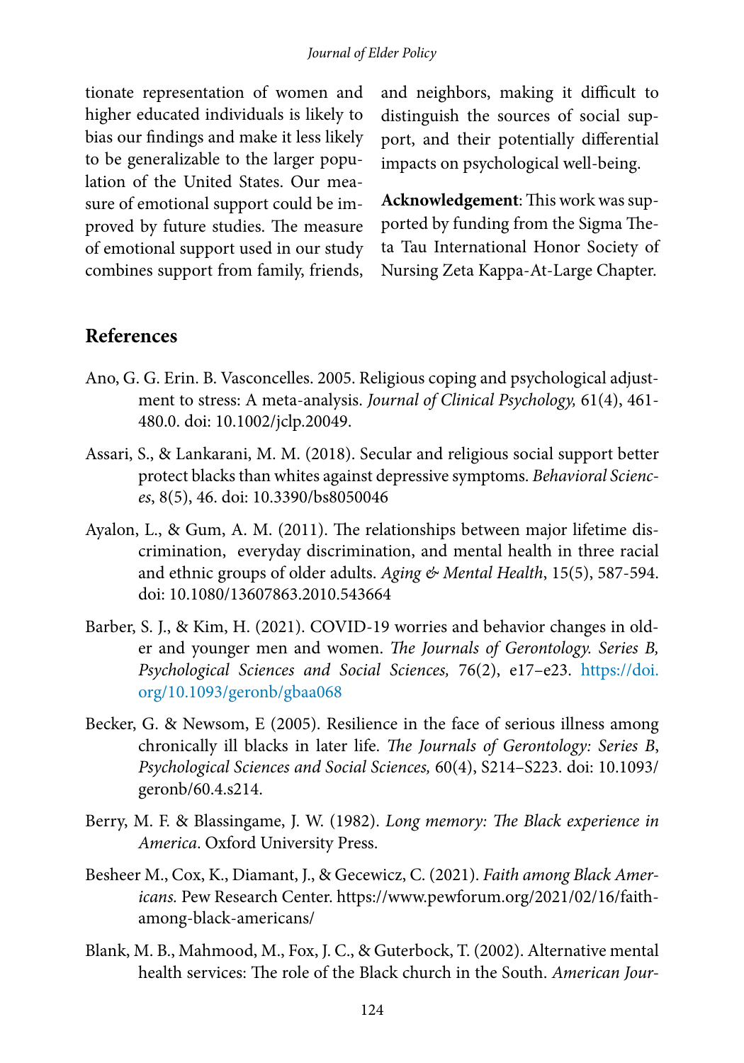tionate representation of women and higher educated individuals is likely to bias our findings and make it less likely to be generalizable to the larger population of the United States. Our measure of emotional support could be improved by future studies. The measure of emotional support used in our study combines support from family, friends, and neighbors, making it difficult to distinguish the sources of social support, and their potentially differential impacts on psychological well-being.

**Acknowledgement**: This work was supported by funding from the Sigma Theta Tau International Honor Society of Nursing Zeta Kappa-At-Large Chapter.

## References

Ano, G. G. Erin. B. Vasconcelles. 2005. Religious coping and psychological adjustment to stress: A meta-analysis. *Journal of Clinical Psychology,* 61(4), 461-480.0. doi: 10.1002/jclp.20049.

Assari, S., & Lankarani, M. M. (2018). Secular and religious social support better protect blacks than whites against depressive symptoms. *Behavioral Sciences*, 8(5), 46. doi: 10.3390/bs8050046

Ayalon, L., & Gum, A. M. (2011). The relationships between major lifetime discrimination, everyday discrimination, and mental health in three racial and ethnic groups of older adults. *Aging & Mental Health*, 15(5), 587-594. doi: 10.1080/13607863.2010.543664

Barber, S. J., & Kim, H. (2021). COVID-19 worries and behavior changes in older and younger men and women. *The Journals of Gerontology. Series B, Psychological Sciences and Social Sciences,* 76(2), e17–e23. https://doi.org/10.1093/geronb/gbaa068

Becker, G. & Newsom, E (2005). Resilience in the face of serious illness among chronically ill blacks in later life. *The Journals of Gerontology: Series B*, *Psychological Sciences and Social Sciences,* 60(4), S214–S223. doi: 10.1093/geronb/60.4.s214.

Berry, M. F. & Blassingame, J. W. (1982). *Long memory: The Black experience in America*. Oxford University Press.

Besheer M., Cox, K., Diamant, J., & Gecewicz, C. (2021). *Faith among Black Americans.* Pew Research Center. https://www.pewforum.org/2021/02/16/faith-among-black-americans/

Blank, M. B., Mahmood, M., Fox, J. C., & Guterbock, T. (2002). Alternative mental health services: The role of the Black church in the South. *American Jour-*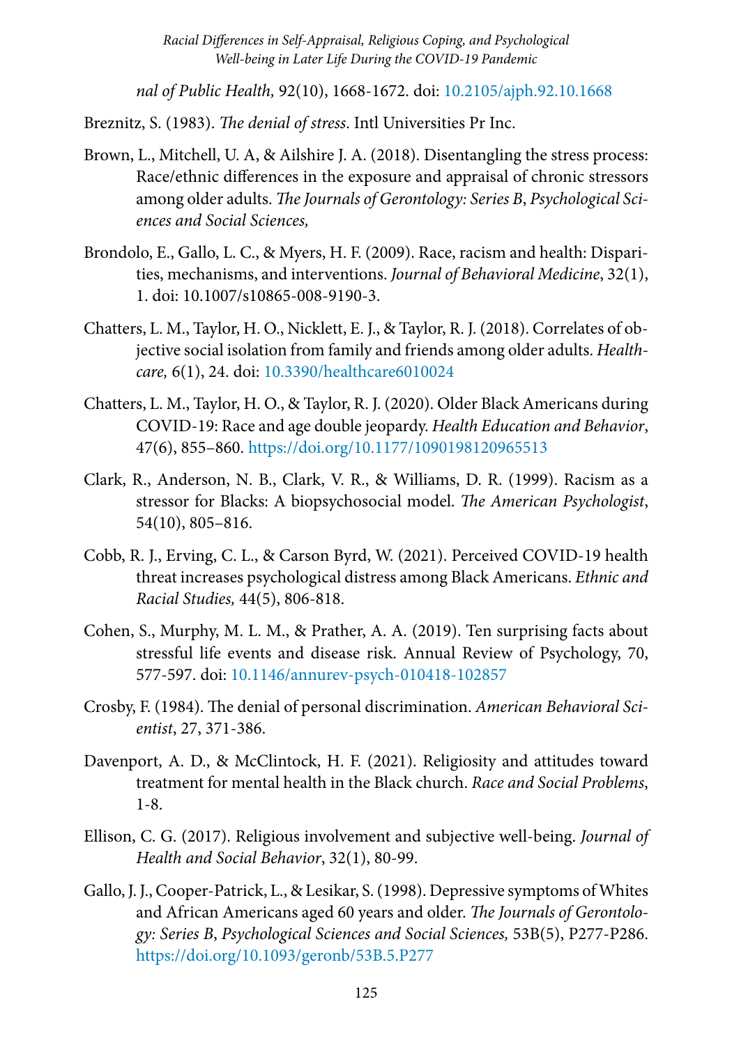*nal of Public Health,* 92(10), 1668-1672. doi: 10.2105/ajph.92.10.1668

Breznitz, S. (1983). *The denial of stress*. Intl Universities Pr Inc.

Brown, L., Mitchell, U. A, & Ailshire J. A. (2018). Disentangling the stress process: Race/ethnic differences in the exposure and appraisal of chronic stressors among older adults. *The Journals of Gerontology: Series B, Psychological Sciences and Social Sciences,*

Brondolo, E., Gallo, L. C., & Myers, H. F. (2009). Race, racism and health: Disparities, mechanisms, and interventions. *Journal of Behavioral Medicine*, 32(1), 1. doi: 10.1007/s10865-008-9190-3.

Chatters, L. M., Taylor, H. O., Nicklett, E. J., & Taylor, R. J. (2018). Correlates of objective social isolation from family and friends among older adults. *Healthcare,* 6(1), 24. doi: 10.3390/healthcare6010024

Chatters, L. M., Taylor, H. O., & Taylor, R. J. (2020). Older Black Americans during COVID-19: Race and age double jeopardy. *Health Education and Behavior*, 47(6), 855–860. https://doi.org/10.1177/1090198120965513

Clark, R., Anderson, N. B., Clark, V. R., & Williams, D. R. (1999). Racism as a stressor for Blacks: A biopsychosocial model. *The American Psychologist*, 54(10), 805–816.

Cobb, R. J., Erving, C. L., & Carson Byrd, W. (2021). Perceived COVID-19 health threat increases psychological distress among Black Americans. *Ethnic and Racial Studies,* 44(5), 806-818.

Cohen, S., Murphy, M. L. M., & Prather, A. A. (2019). Ten surprising facts about stressful life events and disease risk. Annual Review of Psychology, 70, 577-597. doi: 10.1146/annurev-psych-010418-102857

Crosby, F. (1984). The denial of personal discrimination. *American Behavioral Scientist*, 27, 371-386.

Davenport, A. D., & McClintock, H. F. (2021). Religiosity and attitudes toward treatment for mental health in the Black church. *Race and Social Problems*, 1-8.

Ellison, C. G. (2017). Religious involvement and subjective well-being. *Journal of Health and Social Behavior*, 32(1), 80-99.

Gallo, J. J., Cooper-Patrick, L., & Lesikar, S. (1998). Depressive symptoms of Whites and African Americans aged 60 years and older. *The Journals of Gerontology: Series B, Psychological Sciences and Social Sciences,* 53B(5), P277-P286. https://doi.org/10.1093/geronb/53B.5.P277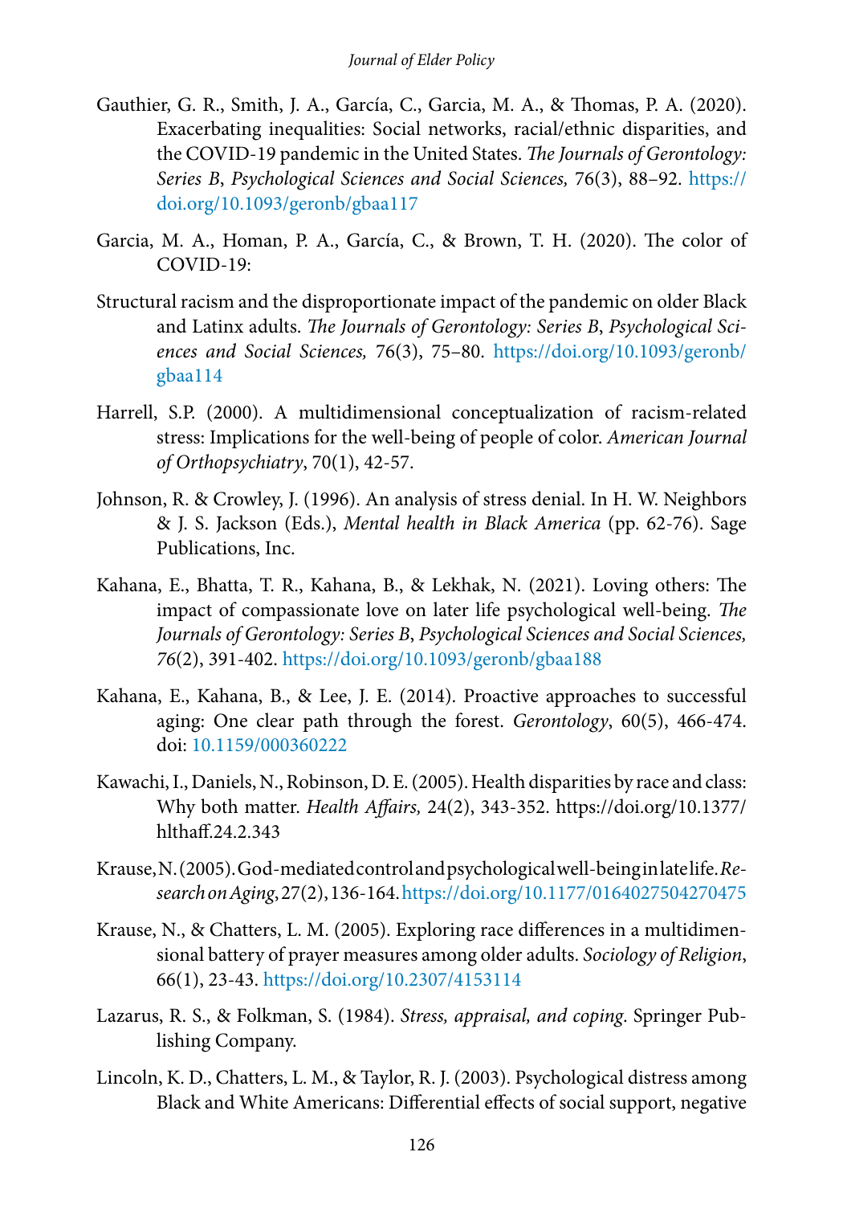Gauthier, G. R., Smith, J. A., García, C., Garcia, M. A., & Thomas, P. A. (2020). Exacerbating inequalities: Social networks, racial/ethnic disparities, and the COVID-19 pandemic in the United States. *The Journals of Gerontology: Series B, Psychological Sciences and Social Sciences,* 76(3), 88–92. https://doi.org/10.1093/geronb/gbaa117

Garcia, M. A., Homan, P. A., García, C., & Brown, T. H. (2020). The color of COVID-19:

Structural racism and the disproportionate impact of the pandemic on older Black and Latinx adults. *The Journals of Gerontology: Series B, Psychological Sciences and Social Sciences,* 76(3), 75–80. https://doi.org/10.1093/geronb/gbaa114

Harrell, S.P. (2000). A multidimensional conceptualization of racism-related stress: Implications for the well-being of people of color. *American Journal of Orthopsychiatry*, 70(1), 42-57.

Johnson, R. & Crowley, J. (1996). An analysis of stress denial. In H. W. Neighbors & J. S. Jackson (Eds.), *Mental health in Black America* (pp. 62-76). Sage Publications, Inc.

Kahana, E., Bhatta, T. R., Kahana, B., & Lekhak, N. (2021). Loving others: The impact of compassionate love on later life psychological well-being. *The Journals of Gerontology: Series B, Psychological Sciences and Social Sciences, 76*(2), 391-402. https://doi.org/10.1093/geronb/gbaa188

Kahana, E., Kahana, B., & Lee, J. E. (2014). Proactive approaches to successful aging: One clear path through the forest. *Gerontology*, 60(5), 466-474. doi: 10.1159/000360222

Kawachi, I., Daniels, N., Robinson, D. E. (2005). Health disparities by race and class: Why both matter. *Health Affairs,* 24(2), 343-352. https://doi.org/10.1377/hlthaff.24.2.343

Krause, N. (2005). God-mediated control and psychological well-being in late life. *Research on Aging*, 27(2), 136-164. https://doi.org/10.1177/0164027504270475

Krause, N., & Chatters, L. M. (2005). Exploring race differences in a multidimensional battery of prayer measures among older adults. *Sociology of Religion*, 66(1), 23-43. https://doi.org/10.2307/4153114

Lazarus, R. S., & Folkman, S. (1984). *Stress, appraisal, and coping*. Springer Publishing Company.

Lincoln, K. D., Chatters, L. M., & Taylor, R. J. (2003). Psychological distress among Black and White Americans: Differential effects of social support, negative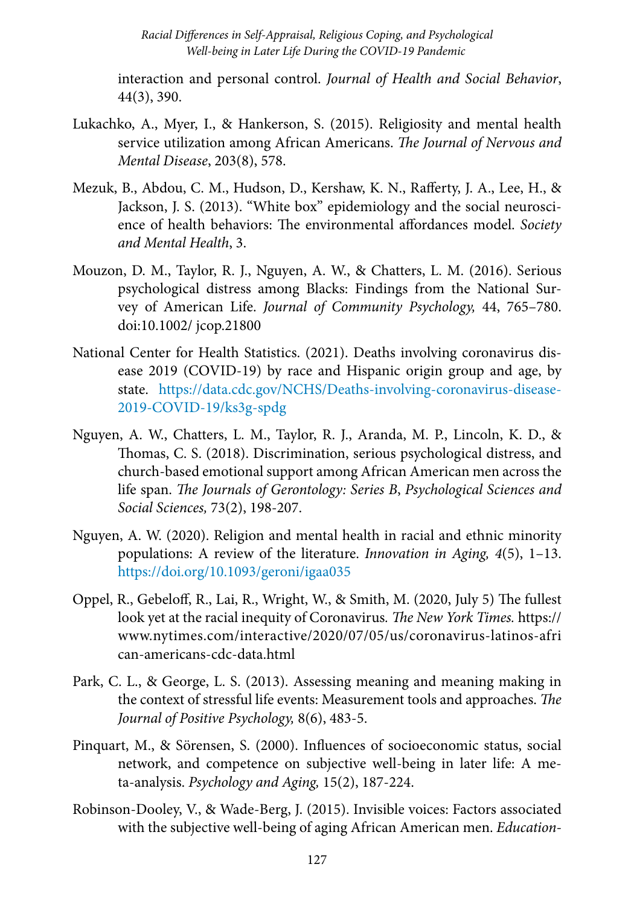interaction and personal control. *Journal of Health and Social Behavior*, 44(3), 390.

Lukachko, A., Myer, I., & Hankerson, S. (2015). Religiosity and mental health service utilization among African Americans. *The Journal of Nervous and Mental Disease*, 203(8), 578.

Mezuk, B., Abdou, C. M., Hudson, D., Kershaw, K. N., Rafferty, J. A., Lee, H., & Jackson, J. S. (2013). "White box" epidemiology and the social neuroscience of health behaviors: The environmental affordances model. *Society and Mental Health*, 3.

Mouzon, D. M., Taylor, R. J., Nguyen, A. W., & Chatters, L. M. (2016). Serious psychological distress among Blacks: Findings from the National Survey of American Life. *Journal of Community Psychology,* 44, 765–780. doi:10.1002/ jcop.21800

National Center for Health Statistics. (2021). Deaths involving coronavirus disease 2019 (COVID-19) by race and Hispanic origin group and age, by state. https://data.cdc.gov/NCHS/Deaths-involving-coronavirus-disease-2019-COVID-19/ks3g-spdg

Nguyen, A. W., Chatters, L. M., Taylor, R. J., Aranda, M. P., Lincoln, K. D., & Thomas, C. S. (2018). Discrimination, serious psychological distress, and church-based emotional support among African American men across the life span. *The Journals of Gerontology: Series B*, *Psychological Sciences and Social Sciences,* 73(2), 198-207.

Nguyen, A. W. (2020). Religion and mental health in racial and ethnic minority populations: A review of the literature. *Innovation in Aging, 4*(5), 1–13. https://doi.org/10.1093/geroni/igaa035

Oppel, R., Gebeloff, R., Lai, R., Wright, W., & Smith, M. (2020, July 5) The fullest look yet at the racial inequity of Coronavirus. *The New York Times.* https://www.nytimes.com/interactive/2020/07/05/us/coronavirus-latinos-african-americans-cdc-data.html

Park, C. L., & George, L. S. (2013). Assessing meaning and meaning making in the context of stressful life events: Measurement tools and approaches. *The Journal of Positive Psychology,* 8(6), 483-5.

Pinquart, M., & Sörensen, S. (2000). Influences of socioeconomic status, social network, and competence on subjective well-being in later life: A meta-analysis. *Psychology and Aging,* 15(2), 187-224.

Robinson-Dooley, V., & Wade-Berg, J. (2015). Invisible voices: Factors associated with the subjective well-being of aging African American men. *Education-*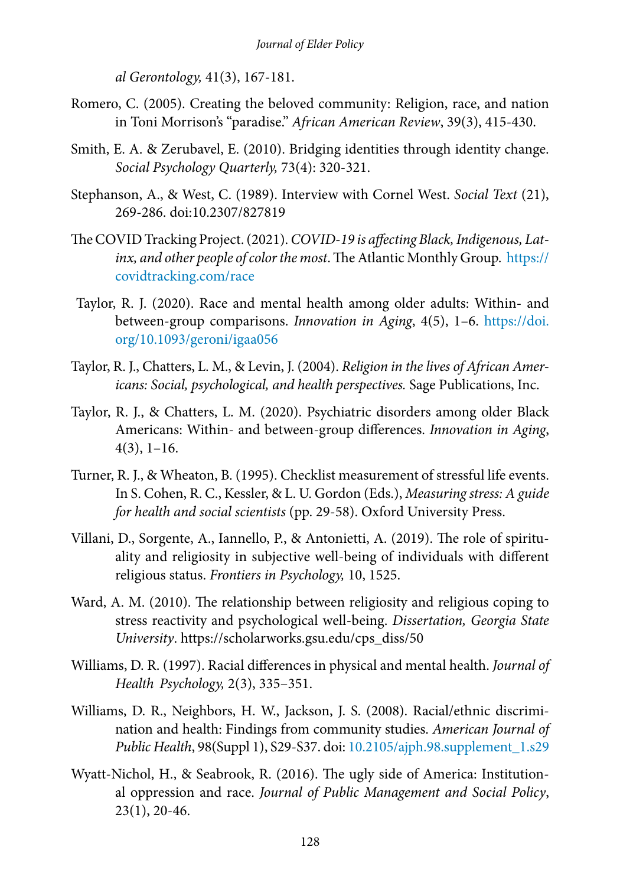*al Gerontology,* 41(3), 167-181.

Romero, C. (2005). Creating the beloved community: Religion, race, and nation in Toni Morrison's "paradise." *African American Review*, 39(3), 415-430.

Smith, E. A. & Zerubavel, E. (2010). Bridging identities through identity change. *Social Psychology Quarterly,* 73(4): 320-321.

Stephanson, A., & West, C. (1989). Interview with Cornel West. *Social Text* (21), 269-286. doi:10.2307/827819

The COVID Tracking Project. (2021). *COVID-19 is affecting Black, Indigenous, Latinx, and other people of color the most*. The Atlantic Monthly Group. https://covidtracking.com/race

Taylor, R. J. (2020). Race and mental health among older adults: Within- and between-group comparisons. *Innovation in Aging*, 4(5), 1–6. https://doi.org/10.1093/geroni/igaa056

Taylor, R. J., Chatters, L. M., & Levin, J. (2004). *Religion in the lives of African Americans: Social, psychological, and health perspectives.* Sage Publications, Inc.

Taylor, R. J., & Chatters, L. M. (2020). Psychiatric disorders among older Black Americans: Within- and between-group differences. *Innovation in Aging*, 4(3), 1–16.

Turner, R. J., & Wheaton, B. (1995). Checklist measurement of stressful life events. In S. Cohen, R. C., Kessler, & L. U. Gordon (Eds.), *Measuring stress: A guide for health and social scientists* (pp. 29-58). Oxford University Press.

Villani, D., Sorgente, A., Iannello, P., & Antonietti, A. (2019). The role of spirituality and religiosity in subjective well-being of individuals with different religious status. *Frontiers in Psychology,* 10, 1525.

Ward, A. M. (2010). The relationship between religiosity and religious coping to stress reactivity and psychological well-being. *Dissertation, Georgia State University*. https://scholarworks.gsu.edu/cps_diss/50

Williams, D. R. (1997). Racial differences in physical and mental health. *Journal of Health Psychology,* 2(3), 335–351.

Williams, D. R., Neighbors, H. W., Jackson, J. S. (2008). Racial/ethnic discrimination and health: Findings from community studies. *American Journal of Public Health*, 98(Suppl 1), S29-S37. doi: 10.2105/ajph.98.supplement_1.s29

Wyatt-Nichol, H., & Seabrook, R. (2016). The ugly side of America: Institutional oppression and race. *Journal of Public Management and Social Policy*, 23(1), 20-46.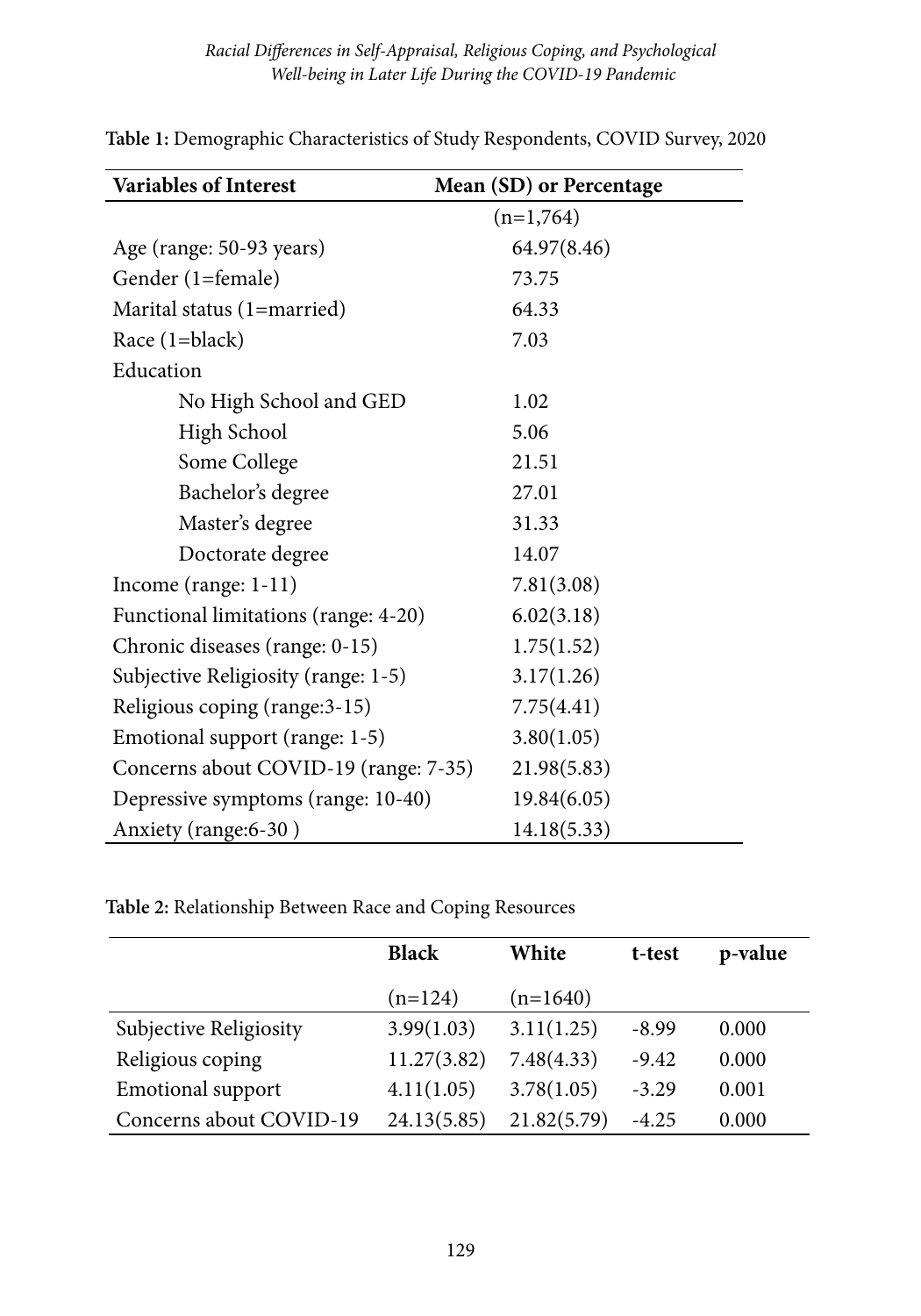**Table 1:** Demographic Characteristics of Study Respondents, COVID Survey, 2020

| Variables of Interest | Mean (SD) or Percentage |
|---|---|
| | (n=1,764) |
| Age (range: 50-93 years) | 64.97(8.46) |
| Gender (1=female) | 73.75 |
| Marital status (1=married) | 64.33 |
| Race (1=black) | 7.03 |
| Education | |
| No High School and GED | 1.02 |
| High School | 5.06 |
| Some College | 21.51 |
| Bachelor's degree | 27.01 |
| Master's degree | 31.33 |
| Doctorate degree | 14.07 |
| Income (range: 1-11) | 7.81(3.08) |
| Functional limitations (range: 4-20) | 6.02(3.18) |
| Chronic diseases (range: 0-15) | 1.75(1.52) |
| Subjective Religiosity (range: 1-5) | 3.17(1.26) |
| Religious coping (range:3-15) | 7.75(4.41) |
| Emotional support (range: 1-5) | 3.80(1.05) |
| Concerns about COVID-19 (range: 7-35) | 21.98(5.83) |
| Depressive symptoms (range: 10-40) | 19.84(6.05) |
| Anxiety (range:6-30 ) | 14.18(5.33) |

**Table 2:** Relationship Between Race and Coping Resources

| | Black | White | t-test | p-value |
|---|---|---|---|---|
| | (n=124) | (n=1640) | | |
| Subjective Religiosity | 3.99(1.03) | 3.11(1.25) | -8.99 | 0.000 |
| Religious coping | 11.27(3.82) | 7.48(4.33) | -9.42 | 0.000 |
| Emotional support | 4.11(1.05) | 3.78(1.05) | -3.29 | 0.001 |
| Concerns about COVID-19 | 24.13(5.85) | 21.82(5.79) | -4.25 | 0.000 |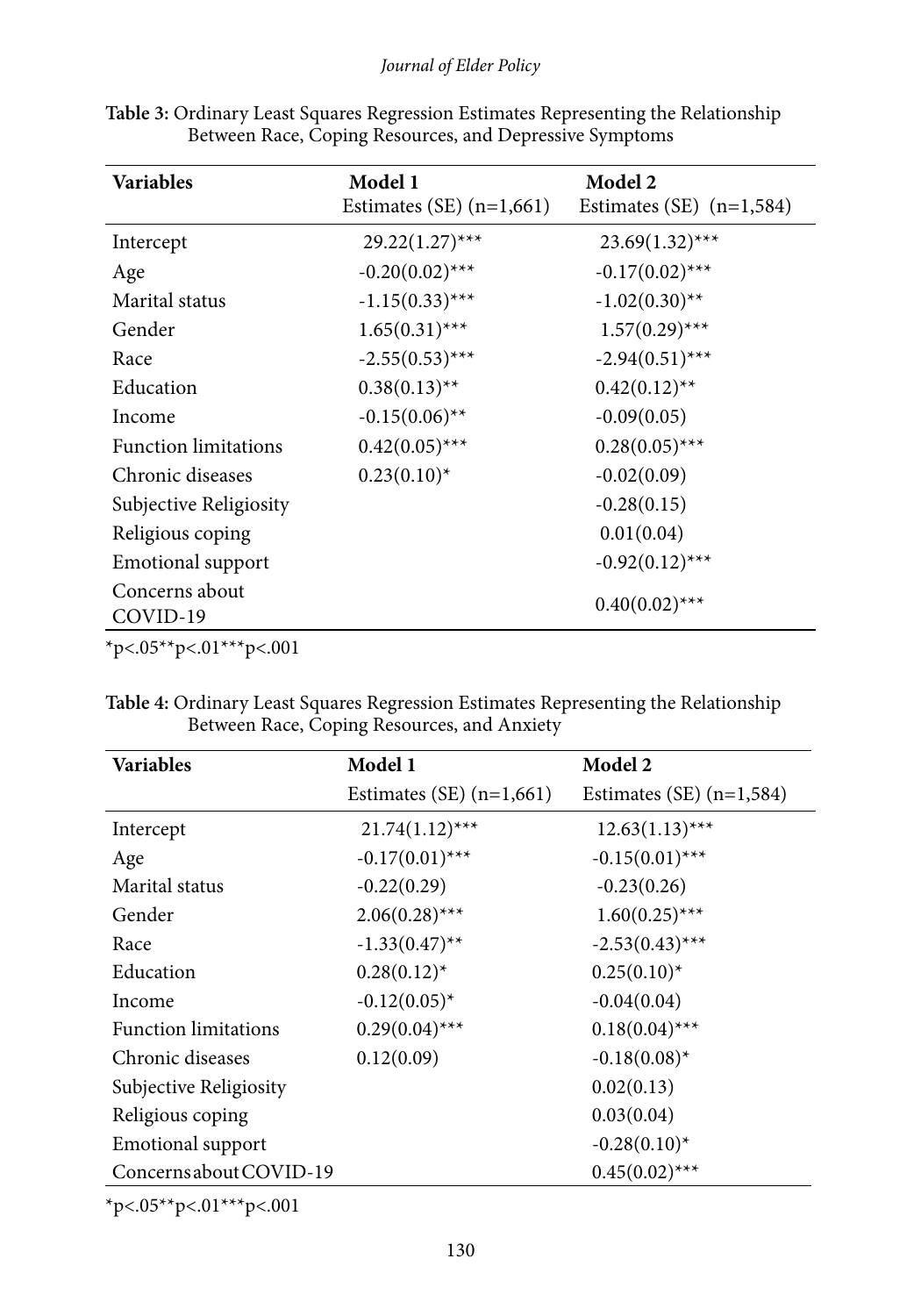**Table 3:** Ordinary Least Squares Regression Estimates Representing the Relationship Between Race, Coping Resources, and Depressive Symptoms

| Variables | Model 1<br>Estimates (SE) (n=1,661) | Model 2<br>Estimates (SE) (n=1,584) |
|---|---|---|
| Intercept | 29.22(1.27)*** | 23.69(1.32)*** |
| Age | -0.20(0.02)*** | -0.17(0.02)*** |
| Marital status | -1.15(0.33)*** | -1.02(0.30)** |
| Gender | 1.65(0.31)*** | 1.57(0.29)*** |
| Race | -2.55(0.53)*** | -2.94(0.51)*** |
| Education | 0.38(0.13)** | 0.42(0.12)** |
| Income | -0.15(0.06)** | -0.09(0.05) |
| Function limitations | 0.42(0.05)*** | 0.28(0.05)*** |
| Chronic diseases | 0.23(0.10)* | -0.02(0.09) |
| Subjective Religiosity | | -0.28(0.15) |
| Religious coping | | 0.01(0.04) |
| Emotional support | | -0.92(0.12)*** |
| Concerns about COVID-19 | | 0.40(0.02)*** |

*p<.05**p<.01***p<.001

**Table 4:** Ordinary Least Squares Regression Estimates Representing the Relationship Between Race, Coping Resources, and Anxiety

| Variables | Model 1<br>Estimates (SE) (n=1,661) | Model 2<br>Estimates (SE) (n=1,584) |
|---|---|---|
| Intercept | 21.74(1.12)*** | 12.63(1.13)*** |
| Age | -0.17(0.01)*** | -0.15(0.01)*** |
| Marital status | -0.22(0.29) | -0.23(0.26) |
| Gender | 2.06(0.28)*** | 1.60(0.25)*** |
| Race | -1.33(0.47)** | -2.53(0.43)*** |
| Education | 0.28(0.12)* | 0.25(0.10)* |
| Income | -0.12(0.05)* | -0.04(0.04) |
| Function limitations | 0.29(0.04)*** | 0.18(0.04)*** |
| Chronic diseases | 0.12(0.09) | -0.18(0.08)* |
| Subjective Religiosity | | 0.02(0.13) |
| Religious coping | | 0.03(0.04) |
| Emotional support | | -0.28(0.10)* |
| Concerns about COVID-19 | | 0.45(0.02)*** |

*p<.05**p<.01***p<.001